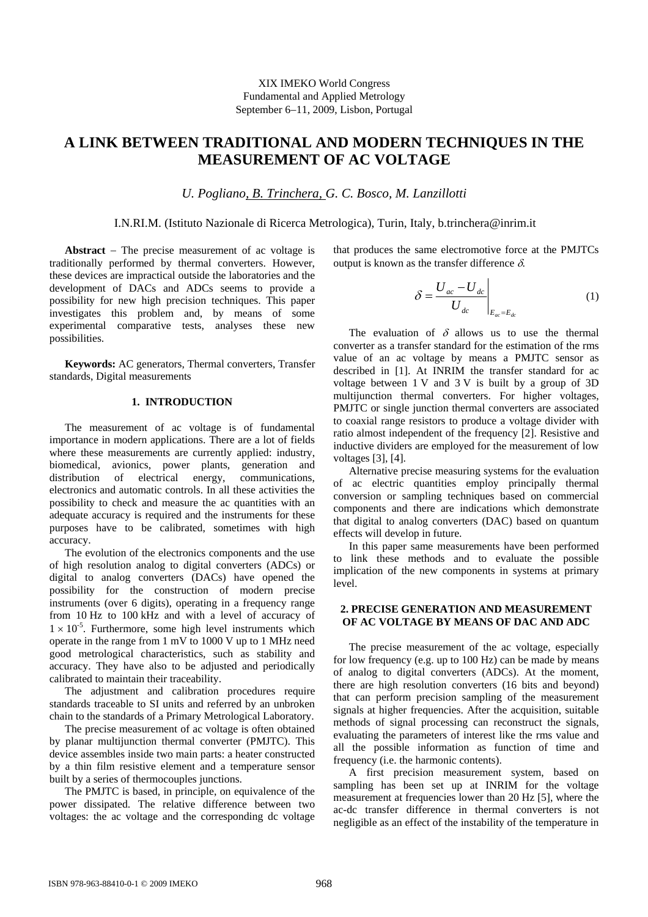XIX IMEKO World Congress
Fundamental and Applied Metrology
September 6−11, 2009, Lisbon, Portugal

# A LINK BETWEEN TRADITIONAL AND MODERN TECHNIQUES IN THE MEASUREMENT OF AC VOLTAGE

*U. Pogliano, B. Trinchera, G. C. Bosco, M. Lanzillotti*

I.N.RI.M. (Istituto Nazionale di Ricerca Metrologica), Turin, Italy, b.trinchera@inrim.it

**Abstract** − The precise measurement of ac voltage is traditionally performed by thermal converters. However, these devices are impractical outside the laboratories and the development of DACs and ADCs seems to provide a possibility for new high precision techniques. This paper investigates this problem and, by means of some experimental comparative tests, analyses these new possibilities.

**Keywords:** AC generators, Thermal converters, Transfer standards, Digital measurements

## 1. INTRODUCTION

The measurement of ac voltage is of fundamental importance in modern applications. There are a lot of fields where these measurements are currently applied: industry, biomedical, avionics, power plants, generation and distribution of electrical energy, communications, electronics and automatic controls. In all these activities the possibility to check and measure the ac quantities with an adequate accuracy is required and the instruments for these purposes have to be calibrated, sometimes with high accuracy.

The evolution of the electronics components and the use of high resolution analog to digital converters (ADCs) or digital to analog converters (DACs) have opened the possibility for the construction of modern precise instruments (over 6 digits), operating in a frequency range from 10 Hz to 100 kHz and with a level of accuracy of $1 \times 10^{-5}$. Furthermore, some high level instruments which operate in the range from 1 mV to 1000 V up to 1 MHz need good metrological characteristics, such as stability and accuracy. They have also to be adjusted and periodically calibrated to maintain their traceability.

The adjustment and calibration procedures require standards traceable to SI units and referred by an unbroken chain to the standards of a Primary Metrological Laboratory.

The precise measurement of ac voltage is often obtained by planar multijunction thermal converter (PMJTC). This device assembles inside two main parts: a heater constructed by a thin film resistive element and a temperature sensor built by a series of thermocouples junctions.

The PMJTC is based, in principle, on equivalence of the power dissipated. The relative difference between two voltages: the ac voltage and the corresponding dc voltage that produces the same electromotive force at the PMJTCs output is known as the transfer difference $\delta$.

$$\delta = \left. \frac{U_{ac} - U_{dc}}{U_{dc}} \right|_{E_{ac}=E_{dc}} \tag{1}$$

The evaluation of $\delta$ allows us to use the thermal converter as a transfer standard for the estimation of the rms value of an ac voltage by means a PMJTC sensor as described in [1]. At INRIM the transfer standard for ac voltage between 1 V and 3 V is built by a group of 3D multijunction thermal converters. For higher voltages, PMJTC or single junction thermal converters are associated to coaxial range resistors to produce a voltage divider with ratio almost independent of the frequency [2]. Resistive and inductive dividers are employed for the measurement of low voltages [3], [4].

Alternative precise measuring systems for the evaluation of ac electric quantities employ principally thermal conversion or sampling techniques based on commercial components and there are indications which demonstrate that digital to analog converters (DAC) based on quantum effects will develop in future.

In this paper same measurements have been performed to link these methods and to evaluate the possible implication of the new components in systems at primary level.

## 2. PRECISE GENERATION AND MEASUREMENT OF AC VOLTAGE BY MEANS OF DAC AND ADC

The precise measurement of the ac voltage, especially for low frequency (e.g. up to 100 Hz) can be made by means of analog to digital converters (ADCs). At the moment, there are high resolution converters (16 bits and beyond) that can perform precision sampling of the measurement signals at higher frequencies. After the acquisition, suitable methods of signal processing can reconstruct the signals, evaluating the parameters of interest like the rms value and all the possible information as function of time and frequency (i.e. the harmonic contents).

A first precision measurement system, based on sampling has been set up at INRIM for the voltage measurement at frequencies lower than 20 Hz [5], where the ac-dc transfer difference in thermal converters is not negligible as an effect of the instability of the temperature in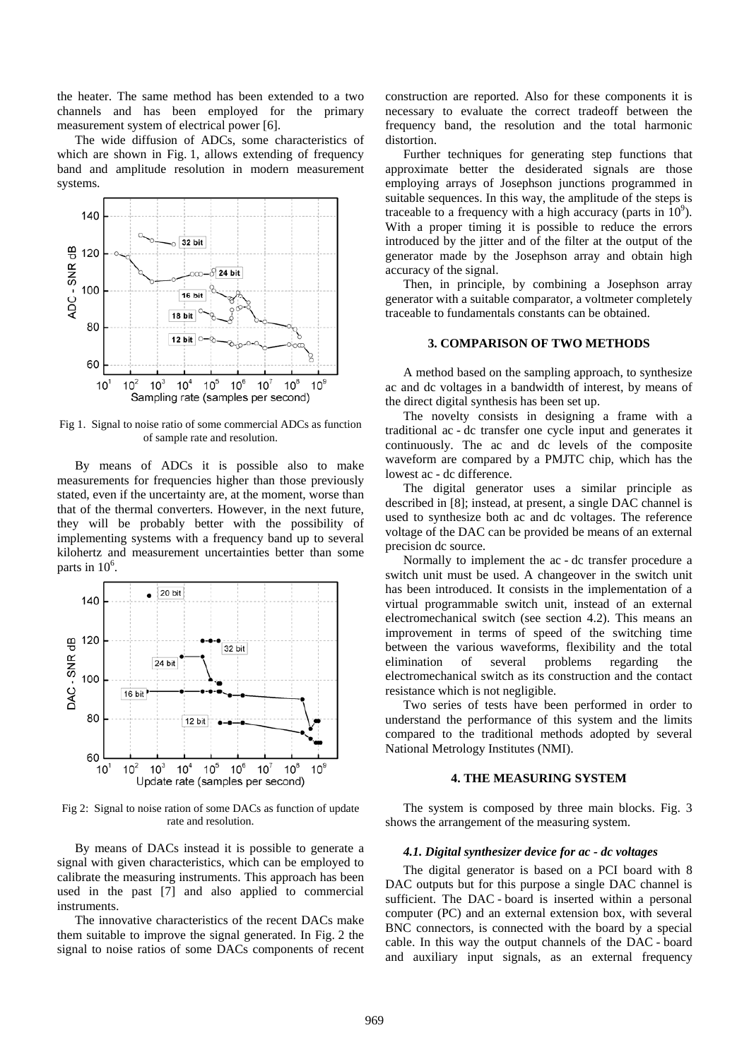the heater. The same method has been extended to a two channels and has been employed for the primary measurement system of electrical power [6].

The wide diffusion of ADCs, some characteristics of which are shown in Fig. 1, allows extending of frequency band and amplitude resolution in modern measurement systems.

Fig 1. Signal to noise ratio of some commercial ADCs as function of sample rate and resolution.

By means of ADCs it is possible also to make measurements for frequencies higher than those previously stated, even if the uncertainty are, at the moment, worse than that of the thermal converters. However, in the next future, they will be probably better with the possibility of implementing systems with a frequency band up to several kilohertz and measurement uncertainties better than some parts in $10^6$.

Fig 2: Signal to noise ration of some DACs as function of update rate and resolution.

By means of DACs instead it is possible to generate a signal with given characteristics, which can be employed to calibrate the measuring instruments. This approach has been used in the past [7] and also applied to commercial instruments.

The innovative characteristics of the recent DACs make them suitable to improve the signal generated. In Fig. 2 the signal to noise ratios of some DACs components of recent construction are reported. Also for these components it is necessary to evaluate the correct tradeoff between the frequency band, the resolution and the total harmonic distortion.

Further techniques for generating step functions that approximate better the desiderated signals are those employing arrays of Josephson junctions programmed in suitable sequences. In this way, the amplitude of the steps is traceable to a frequency with a high accuracy (parts in $10^9$). With a proper timing it is possible to reduce the errors introduced by the jitter and of the filter at the output of the generator made by the Josephson array and obtain high accuracy of the signal.

Then, in principle, by combining a Josephson array generator with a suitable comparator, a voltmeter completely traceable to fundamentals constants can be obtained.

## 3. COMPARISON OF TWO METHODS

A method based on the sampling approach, to synthesize ac and dc voltages in a bandwidth of interest, by means of the direct digital synthesis has been set up.

The novelty consists in designing a frame with a traditional ac - dc transfer one cycle input and generates it continuously. The ac and dc levels of the composite waveform are compared by a PMJTC chip, which has the lowest ac - dc difference.

The digital generator uses a similar principle as described in [8]; instead, at present, a single DAC channel is used to synthesize both ac and dc voltages. The reference voltage of the DAC can be provided be means of an external precision dc source.

Normally to implement the ac - dc transfer procedure a switch unit must be used. A changeover in the switch unit has been introduced. It consists in the implementation of a virtual programmable switch unit, instead of an external electromechanical switch (see section 4.2). This means an improvement in terms of speed of the switching time between the various waveforms, flexibility and the total elimination of several problems regarding the electromechanical switch as its construction and the contact resistance which is not negligible.

Two series of tests have been performed in order to understand the performance of this system and the limits compared to the traditional methods adopted by several National Metrology Institutes (NMI).

## 4. THE MEASURING SYSTEM

The system is composed by three main blocks. Fig. 3 shows the arrangement of the measuring system.

### *4.1. Digital synthesizer device for ac - dc voltages*

The digital generator is based on a PCI board with 8 DAC outputs but for this purpose a single DAC channel is sufficient. The DAC - board is inserted within a personal computer (PC) and an external extension box, with several BNC connectors, is connected with the board by a special cable. In this way the output channels of the DAC - board and auxiliary input signals, as an external frequency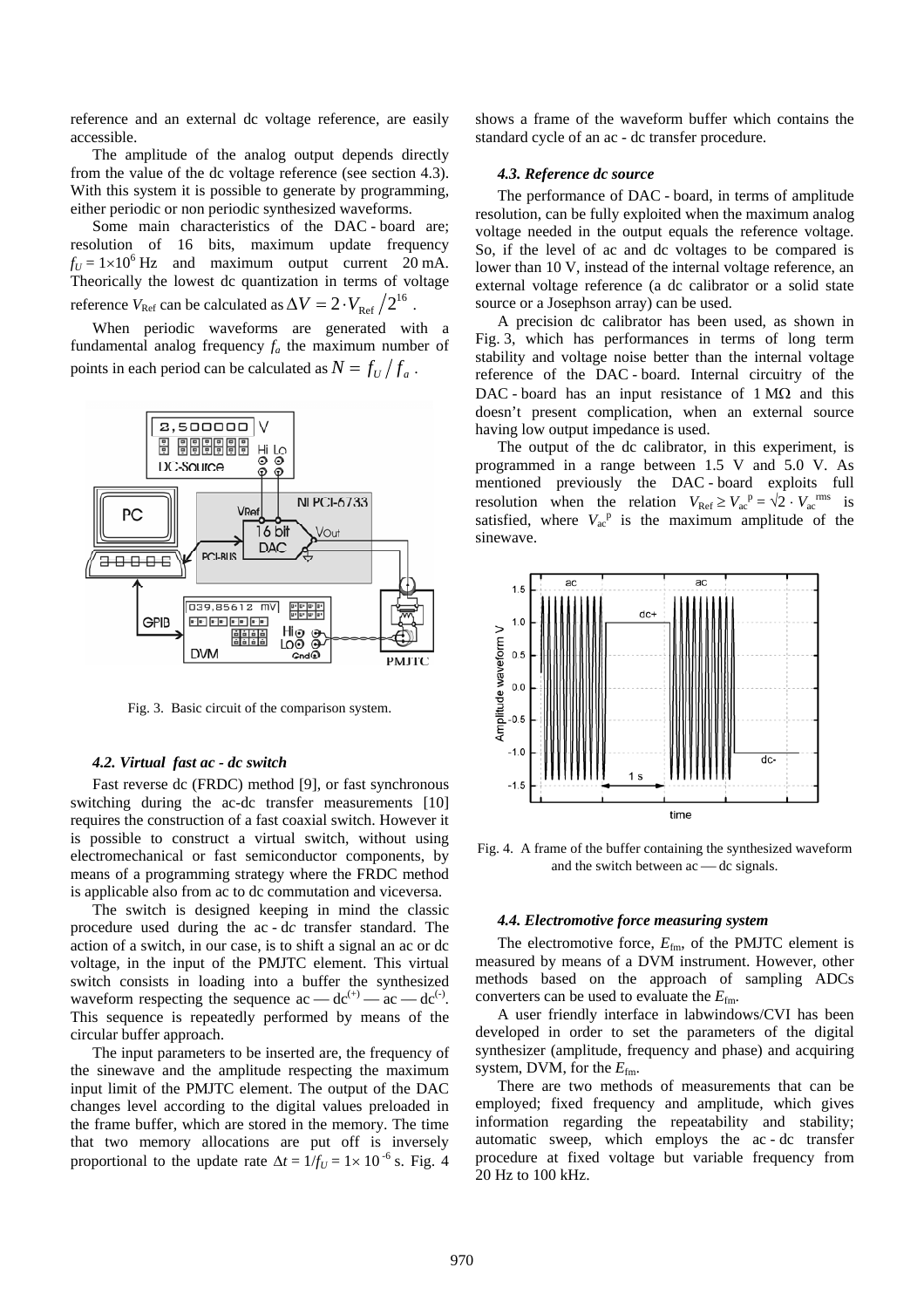reference and an external dc voltage reference, are easily accessible.

The amplitude of the analog output depends directly from the value of the dc voltage reference (see section 4.3). With this system it is possible to generate by programming, either periodic or non periodic synthesized waveforms.

Some main characteristics of the DAC - board are; resolution of 16 bits, maximum update frequency $f_U = 1{\times}10^6$ Hz and maximum output current 20 mA. Theorically the lowest dc quantization in terms of voltage reference $V_{\mathrm{Ref}}$ can be calculated as $\Delta V = 2 \cdot V_{\mathrm{Ref}} / 2^{16}$ .

When periodic waveforms are generated with a fundamental analog frequency $f_a$ the maximum number of points in each period can be calculated as $N = f_U / f_a$ .

Fig. 3. Basic circuit of the comparison system.

### 4.2. Virtual fast ac - dc switch

Fast reverse dc (FRDC) method [9], or fast synchronous switching during the ac-dc transfer measurements [10] requires the construction of a fast coaxial switch. However it is possible to construct a virtual switch, without using electromechanical or fast semiconductor components, by means of a programming strategy where the FRDC method is applicable also from ac to dc commutation and viceversa.

The switch is designed keeping in mind the classic procedure used during the ac - dc transfer standard. The action of a switch, in our case, is to shift a signal an ac or dc voltage, in the input of the PMJTC element. This virtual switch consists in loading into a buffer the synthesized waveform respecting the sequence ac — $\mathrm{dc}^{(+)}$ — ac — $\mathrm{dc}^{(-)}$. This sequence is repeatedly performed by means of the circular buffer approach.

The input parameters to be inserted are, the frequency of the sinewave and the amplitude respecting the maximum input limit of the PMJTC element. The output of the DAC changes level according to the digital values preloaded in the frame buffer, which are stored in the memory. The time that two memory allocations are put off is inversely proportional to the update rate $\Delta t = 1/f_U = 1{\times}\,10^{-6}$ s. Fig. 4 shows a frame of the waveform buffer which contains the standard cycle of an ac - dc transfer procedure.

### 4.3. Reference dc source

The performance of DAC - board, in terms of amplitude resolution, can be fully exploited when the maximum analog voltage needed in the output equals the reference voltage. So, if the level of ac and dc voltages to be compared is lower than 10 V, instead of the internal voltage reference, an external voltage reference (a dc calibrator or a solid state source or a Josephson array) can be used.

A precision dc calibrator has been used, as shown in Fig. 3, which has performances in terms of long term stability and voltage noise better than the internal voltage reference of the DAC - board. Internal circuitry of the DAC - board has an input resistance of 1 MΩ and this doesn't present complication, when an external source having low output impedance is used.

The output of the dc calibrator, in this experiment, is programmed in a range between 1.5 V and 5.0 V. As mentioned previously the DAC - board exploits full resolution when the relation $V_{\mathrm{Ref}} \geq V_{\mathrm{ac}}^{\mathrm{p}} = \sqrt{2} \cdot V_{\mathrm{ac}}^{\mathrm{rms}}$ is satisfied, where $V_{\mathrm{ac}}^{\mathrm{p}}$ is the maximum amplitude of the sinewave.

Fig. 4. A frame of the buffer containing the synthesized waveform and the switch between ac — dc signals.

### 4.4. Electromotive force measuring system

The electromotive force, $E_{\mathrm{fm}}$, of the PMJTC element is measured by means of a DVM instrument. However, other methods based on the approach of sampling ADCs converters can be used to evaluate the $E_{\mathrm{fm}}$.

A user friendly interface in labwindows/CVI has been developed in order to set the parameters of the digital synthesizer (amplitude, frequency and phase) and acquiring system, DVM, for the $E_{\mathrm{fm}}$.

There are two methods of measurements that can be employed; fixed frequency and amplitude, which gives information regarding the repeatability and stability; automatic sweep, which employs the ac - dc transfer procedure at fixed voltage but variable frequency from 20 Hz to 100 kHz.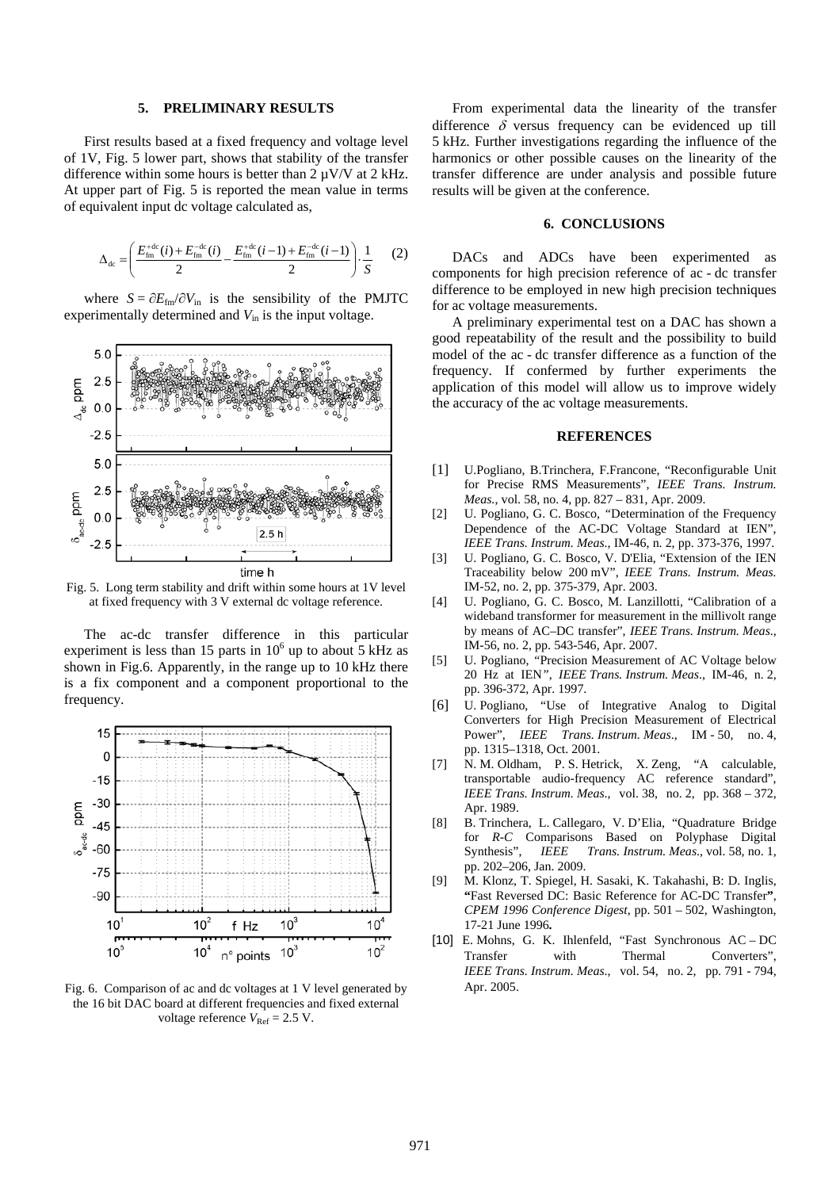## 5. PRELIMINARY RESULTS

First results based at a fixed frequency and voltage level of 1V, Fig. 5 lower part, shows that stability of the transfer difference within some hours is better than 2 µV/V at 2 kHz. At upper part of Fig. 5 is reported the mean value in terms of equivalent input dc voltage calculated as,

$$\Delta_{\mathrm{dc}} = \left( \frac{E_{\mathrm{fm}}^{+\mathrm{dc}}(i) + E_{\mathrm{fm}}^{-\mathrm{dc}}(i)}{2} - \frac{E_{\mathrm{fm}}^{+\mathrm{dc}}(i-1) + E_{\mathrm{fm}}^{-\mathrm{dc}}(i-1)}{2} \right) \cdot \frac{1}{S} \quad (2)$$

where $S = \partial E_{\mathrm{fm}} / \partial V_{\mathrm{in}}$ is the sensibility of the PMJTC experimentally determined and $V_{\mathrm{in}}$ is the input voltage.

5.0
2.5
0.0
-2.5
$\Delta_{dc}$ ppm
5.0
2.5
0.0
-2.5
$\delta_{ac\text{-}dc}$ ppm
2.5 h
time h

Fig. 5. Long term stability and drift within some hours at 1V level at fixed frequency with 3 V external dc voltage reference.

The ac-dc transfer difference in this particular experiment is less than 15 parts in $10^6$ up to about 5 kHz as shown in Fig.6. Apparently, in the range up to 10 kHz there is a fix component and a component proportional to the frequency.

15
0
-15
-30
-45
-60
-75
-90
$\delta_{ac\text{-}dc}$ ppm
$10^1$ $10^2$ f Hz $10^3$ $10^4$
$10^5$ $10^4$ n° points $10^3$ $10^2$

Fig. 6. Comparison of ac and dc voltages at 1 V level generated by the 16 bit DAC board at different frequencies and fixed external voltage reference $V_{\mathrm{Ref}}$ = 2.5 V.

From experimental data the linearity of the transfer difference $\delta$ versus frequency can be evidenced up till 5 kHz. Further investigations regarding the influence of the harmonics or other possible causes on the linearity of the transfer difference are under analysis and possible future results will be given at the conference.

## 6. CONCLUSIONS

DACs and ADCs have been experimented as components for high precision reference of ac - dc transfer difference to be employed in new high precision techniques for ac voltage measurements.

A preliminary experimental test on a DAC has shown a good repeatability of the result and the possibility to build model of the ac - dc transfer difference as a function of the frequency. If confermed by further experiments the application of this model will allow us to improve widely the accuracy of the ac voltage measurements.

## REFERENCES

[1] U.Pogliano, B.Trinchera, F.Francone, "Reconfigurable Unit for Precise RMS Measurements", *IEEE Trans. Instrum. Meas.*, vol. 58, no. 4, pp. 827 – 831, Apr. 2009.

[2] U. Pogliano, G. C. Bosco, "Determination of the Frequency Dependence of the AC-DC Voltage Standard at IEN", *IEEE Trans. Instrum. Meas.*, IM-46, n. 2, pp. 373-376, 1997.

[3] U. Pogliano, G. C. Bosco, V. D'Elia, "Extension of the IEN Traceability below 200 mV", *IEEE Trans. Instrum. Meas.* IM-52, no. 2, pp. 375-379, Apr. 2003.

[4] U. Pogliano, G. C. Bosco, M. Lanzillotti, "Calibration of a wideband transformer for measurement in the millivolt range by means of AC–DC transfer", *IEEE Trans. Instrum. Meas.*, IM-56, no. 2, pp. 543-546, Apr. 2007.

[5] U. Pogliano, "Precision Measurement of AC Voltage below 20 Hz at IEN", *IEEE Trans. Instrum. Meas.*, IM-46, n. 2, pp. 396-372, Apr. 1997.

[6] U. Pogliano, "Use of Integrative Analog to Digital Converters for High Precision Measurement of Electrical Power", *IEEE Trans. Instrum. Meas.*, IM - 50, no. 4, pp. 1315–1318, Oct. 2001.

[7] N. M. Oldham, P. S. Hetrick, X. Zeng, "A calculable, transportable audio-frequency AC reference standard", *IEEE Trans. Instrum. Meas.*, vol. 38, no. 2, pp. 368 – 372, Apr. 1989.

[8] B. Trinchera, L. Callegaro, V. D'Elia, "Quadrature Bridge for *R-C* Comparisons Based on Polyphase Digital Synthesis", *IEEE Trans. Instrum. Meas.*, vol. 58, no. 1, pp. 202–206, Jan. 2009.

[9] M. Klonz, T. Spiegel, H. Sasaki, K. Takahashi, B: D. Inglis, **"**Fast Reversed DC: Basic Reference for AC-DC Transfer**"**, *CPEM 1996 Conference Digest*, pp. 501 – 502, Washington, 17-21 June 1996**.**

[10] E. Mohns, G. K. Ihlenfeld, "Fast Synchronous AC – DC Transfer with Thermal Converters", *IEEE Trans. Instrum. Meas.*, vol. 54, no. 2, pp. 791 - 794, Apr. 2005.